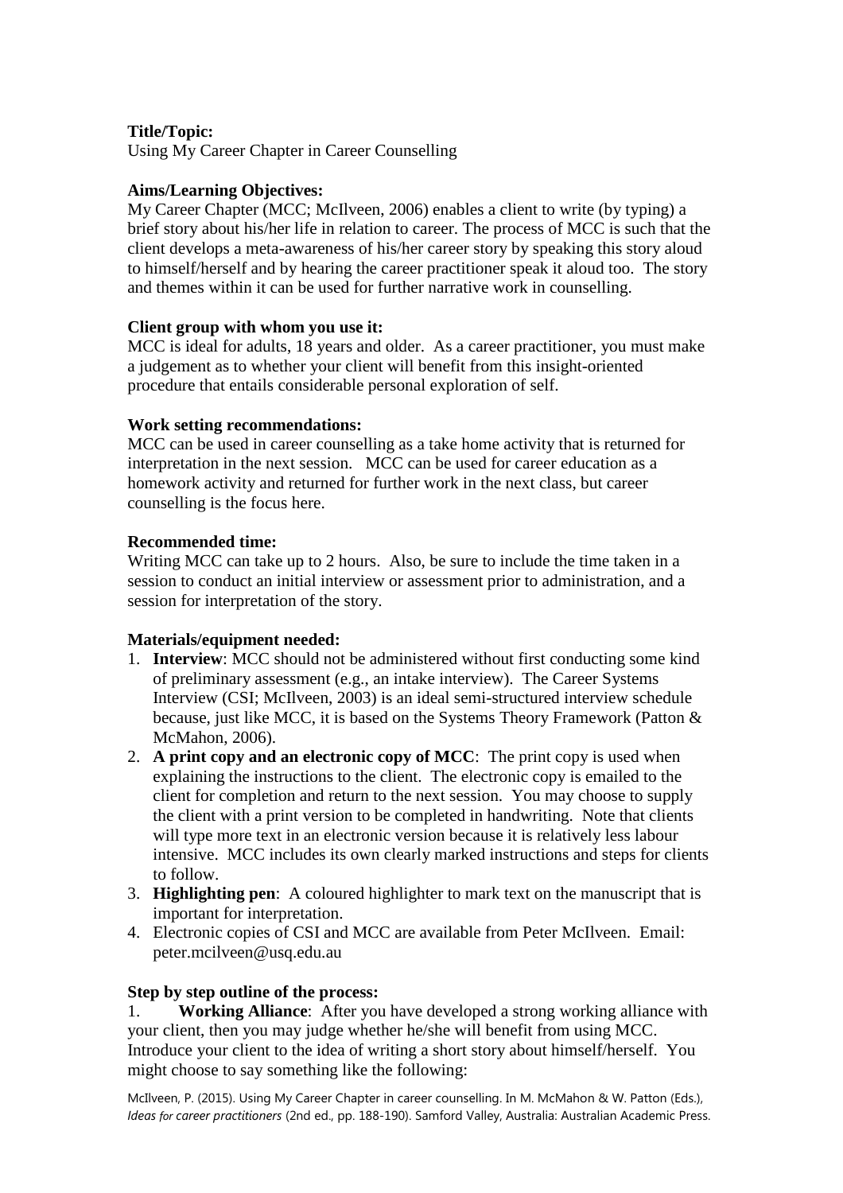**Title/Topic:**
Using My Career Chapter in Career Counselling

**Aims/Learning Objectives:**
My Career Chapter (MCC; McIlveen, 2006) enables a client to write (by typing) a brief story about his/her life in relation to career. The process of MCC is such that the client develops a meta-awareness of his/her career story by speaking this story aloud to himself/herself and by hearing the career practitioner speak it aloud too. The story and themes within it can be used for further narrative work in counselling.

**Client group with whom you use it:**
MCC is ideal for adults, 18 years and older. As a career practitioner, you must make a judgement as to whether your client will benefit from this insight-oriented procedure that entails considerable personal exploration of self.

**Work setting recommendations:**
MCC can be used in career counselling as a take home activity that is returned for interpretation in the next session. MCC can be used for career education as a homework activity and returned for further work in the next class, but career counselling is the focus here.

**Recommended time:**
Writing MCC can take up to 2 hours. Also, be sure to include the time taken in a session to conduct an initial interview or assessment prior to administration, and a session for interpretation of the story.

**Materials/equipment needed:**

1. **Interview**: MCC should not be administered without first conducting some kind of preliminary assessment (e.g., an intake interview). The Career Systems Interview (CSI; McIlveen, 2003) is an ideal semi-structured interview schedule because, just like MCC, it is based on the Systems Theory Framework (Patton & McMahon, 2006).
2. **A print copy and an electronic copy of MCC**: The print copy is used when explaining the instructions to the client. The electronic copy is emailed to the client for completion and return to the next session. You may choose to supply the client with a print version to be completed in handwriting. Note that clients will type more text in an electronic version because it is relatively less labour intensive. MCC includes its own clearly marked instructions and steps for clients to follow.
3. **Highlighting pen**: A coloured highlighter to mark text on the manuscript that is important for interpretation.
4. Electronic copies of CSI and MCC are available from Peter McIlveen. Email: peter.mcilveen@usq.edu.au

**Step by step outline of the process:**

1. **Working Alliance**: After you have developed a strong working alliance with your client, then you may judge whether he/she will benefit from using MCC. Introduce your client to the idea of writing a short story about himself/herself. You might choose to say something like the following:

McIlveen, P. (2015). Using My Career Chapter in career counselling. In M. McMahon & W. Patton (Eds.), *Ideas for career practitioners* (2nd ed., pp. 188-190). Samford Valley, Australia: Australian Academic Press.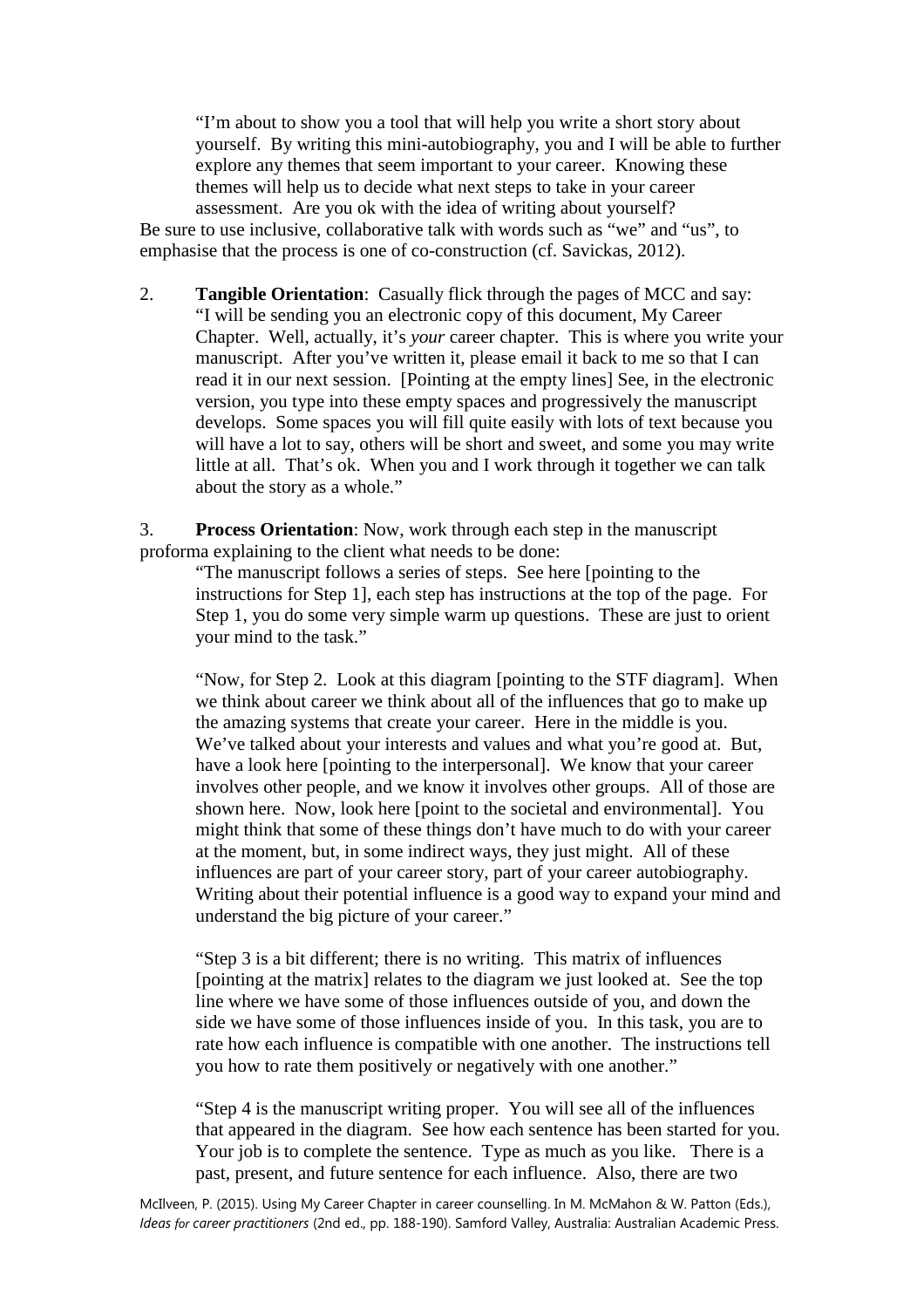"I'm about to show you a tool that will help you write a short story about yourself. By writing this mini-autobiography, you and I will be able to further explore any themes that seem important to your career. Knowing these themes will help us to decide what next steps to take in your career assessment. Are you ok with the idea of writing about yourself?

Be sure to use inclusive, collaborative talk with words such as "we" and "us", to emphasise that the process is one of co-construction (cf. Savickas, 2012).

2. **Tangible Orientation**: Casually flick through the pages of MCC and say:

   "I will be sending you an electronic copy of this document, My Career Chapter. Well, actually, it's *your* career chapter. This is where you write your manuscript. After you've written it, please email it back to me so that I can read it in our next session. [Pointing at the empty lines] See, in the electronic version, you type into these empty spaces and progressively the manuscript develops. Some spaces you will fill quite easily with lots of text because you will have a lot to say, others will be short and sweet, and some you may write little at all. That's ok. When you and I work through it together we can talk about the story as a whole."

3. **Process Orientation**: Now, work through each step in the manuscript proforma explaining to the client what needs to be done:

   "The manuscript follows a series of steps. See here [pointing to the instructions for Step 1], each step has instructions at the top of the page. For Step 1, you do some very simple warm up questions. These are just to orient your mind to the task."

   "Now, for Step 2. Look at this diagram [pointing to the STF diagram]. When we think about career we think about all of the influences that go to make up the amazing systems that create your career. Here in the middle is you. We've talked about your interests and values and what you're good at. But, have a look here [pointing to the interpersonal]. We know that your career involves other people, and we know it involves other groups. All of those are shown here. Now, look here [point to the societal and environmental]. You might think that some of these things don't have much to do with your career at the moment, but, in some indirect ways, they just might. All of these influences are part of your career story, part of your career autobiography. Writing about their potential influence is a good way to expand your mind and understand the big picture of your career."

   "Step 3 is a bit different; there is no writing. This matrix of influences [pointing at the matrix] relates to the diagram we just looked at. See the top line where we have some of those influences outside of you, and down the side we have some of those influences inside of you. In this task, you are to rate how each influence is compatible with one another. The instructions tell you how to rate them positively or negatively with one another."

   "Step 4 is the manuscript writing proper. You will see all of the influences that appeared in the diagram. See how each sentence has been started for you. Your job is to complete the sentence. Type as much as you like. There is a past, present, and future sentence for each influence. Also, there are two

McIlveen, P. (2015). Using My Career Chapter in career counselling. In M. McMahon & W. Patton (Eds.), *Ideas for career practitioners* (2nd ed., pp. 188-190). Samford Valley, Australia: Australian Academic Press.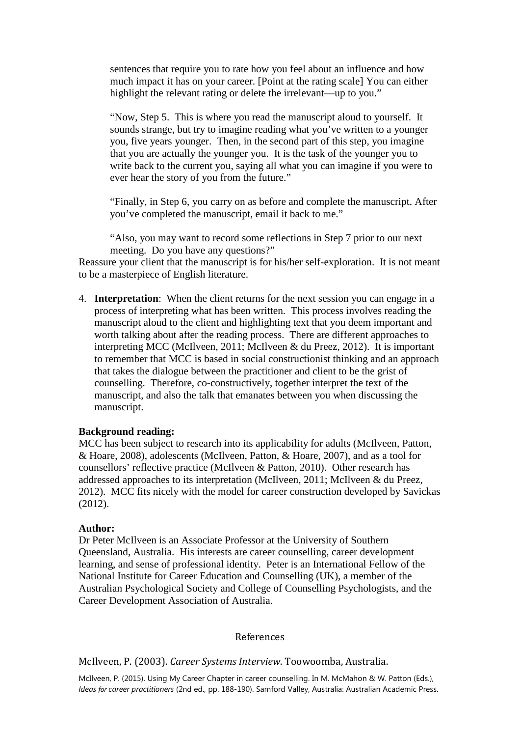sentences that require you to rate how you feel about an influence and how much impact it has on your career. [Point at the rating scale] You can either highlight the relevant rating or delete the irrelevant—up to you."

"Now, Step 5. This is where you read the manuscript aloud to yourself. It sounds strange, but try to imagine reading what you've written to a younger you, five years younger. Then, in the second part of this step, you imagine that you are actually the younger you. It is the task of the younger you to write back to the current you, saying all what you can imagine if you were to ever hear the story of you from the future."

"Finally, in Step 6, you carry on as before and complete the manuscript. After you've completed the manuscript, email it back to me."

"Also, you may want to record some reflections in Step 7 prior to our next meeting. Do you have any questions?"

Reassure your client that the manuscript is for his/her self-exploration. It is not meant to be a masterpiece of English literature.

4. **Interpretation**: When the client returns for the next session you can engage in a process of interpreting what has been written. This process involves reading the manuscript aloud to the client and highlighting text that you deem important and worth talking about after the reading process. There are different approaches to interpreting MCC (McIlveen, 2011; McIlveen & du Preez, 2012). It is important to remember that MCC is based in social constructionist thinking and an approach that takes the dialogue between the practitioner and client to be the grist of counselling. Therefore, co-constructively, together interpret the text of the manuscript, and also the talk that emanates between you when discussing the manuscript.

**Background reading:**
MCC has been subject to research into its applicability for adults (McIlveen, Patton, & Hoare, 2008), adolescents (McIlveen, Patton, & Hoare, 2007), and as a tool for counsellors' reflective practice (McIlveen & Patton, 2010). Other research has addressed approaches to its interpretation (McIlveen, 2011; McIlveen & du Preez, 2012). MCC fits nicely with the model for career construction developed by Savickas (2012).

**Author:**
Dr Peter McIlveen is an Associate Professor at the University of Southern Queensland, Australia. His interests are career counselling, career development learning, and sense of professional identity. Peter is an International Fellow of the National Institute for Career Education and Counselling (UK), a member of the Australian Psychological Society and College of Counselling Psychologists, and the Career Development Association of Australia.

## References

McIlveen, P. (2003). *Career Systems Interview*. Toowoomba, Australia.

McIlveen, P. (2015). Using My Career Chapter in career counselling. In M. McMahon & W. Patton (Eds.), *Ideas for career practitioners* (2nd ed., pp. 188-190). Samford Valley, Australia: Australian Academic Press.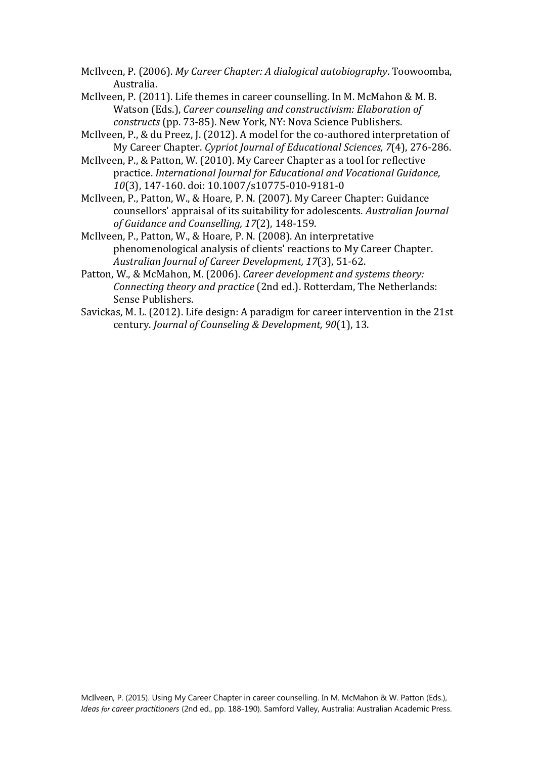McIlveen, P. (2006). *My Career Chapter: A dialogical autobiography*. Toowoomba, Australia.

McIlveen, P. (2011). Life themes in career counselling. In M. McMahon & M. B. Watson (Eds.), *Career counseling and constructivism: Elaboration of constructs* (pp. 73-85). New York, NY: Nova Science Publishers.

McIlveen, P., & du Preez, J. (2012). A model for the co-authored interpretation of My Career Chapter. *Cypriot Journal of Educational Sciences, 7*(4), 276-286.

McIlveen, P., & Patton, W. (2010). My Career Chapter as a tool for reflective practice. *International Journal for Educational and Vocational Guidance, 10*(3), 147-160. doi: 10.1007/s10775-010-9181-0

McIlveen, P., Patton, W., & Hoare, P. N. (2007). My Career Chapter: Guidance counsellors' appraisal of its suitability for adolescents. *Australian Journal of Guidance and Counselling, 17*(2), 148-159.

McIlveen, P., Patton, W., & Hoare, P. N. (2008). An interpretative phenomenological analysis of clients' reactions to My Career Chapter. *Australian Journal of Career Development, 17*(3), 51-62.

Patton, W., & McMahon, M. (2006). *Career development and systems theory: Connecting theory and practice* (2nd ed.). Rotterdam, The Netherlands: Sense Publishers.

Savickas, M. L. (2012). Life design: A paradigm for career intervention in the 21st century. *Journal of Counseling & Development, 90*(1), 13.